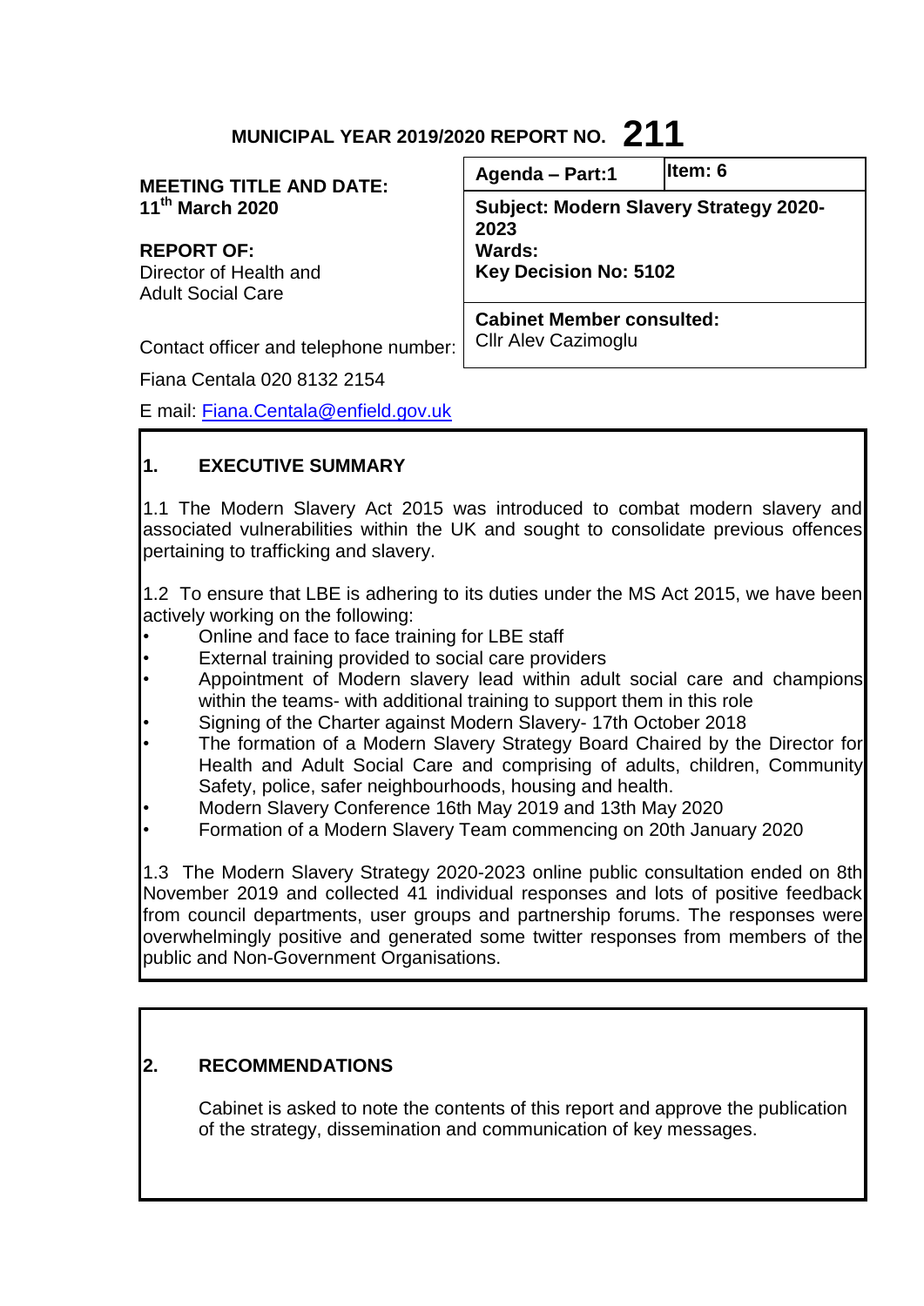# MUNICIPAL YEAR 2019/2020 REPORT NO. 211

| Agenda – Part:1 | Item: 6 |
|---|---|
| **Subject: Modern Slavery Strategy 2020-2023** | |
| **Wards:** | |
| **Key Decision No: 5102** | |
| **Cabinet Member consulted:** Cllr Alev Cazimoglu | |

**MEETING TITLE AND DATE:**
**11th March 2020**

**REPORT OF:**
Director of Health and Adult Social Care

Contact officer and telephone number:

Fiana Centala 020 8132 2154

E mail: Fiana.Centala@enfield.gov.uk

## 1. EXECUTIVE SUMMARY

1.1 The Modern Slavery Act 2015 was introduced to combat modern slavery and associated vulnerabilities within the UK and sought to consolidate previous offences pertaining to trafficking and slavery.

1.2 To ensure that LBE is adhering to its duties under the MS Act 2015, we have been actively working on the following:

- Online and face to face training for LBE staff
- External training provided to social care providers
- Appointment of Modern slavery lead within adult social care and champions within the teams- with additional training to support them in this role
- Signing of the Charter against Modern Slavery- 17th October 2018
- The formation of a Modern Slavery Strategy Board Chaired by the Director for Health and Adult Social Care and comprising of adults, children, Community Safety, police, safer neighbourhoods, housing and health.
- Modern Slavery Conference 16th May 2019 and 13th May 2020
- Formation of a Modern Slavery Team commencing on 20th January 2020

1.3 The Modern Slavery Strategy 2020-2023 online public consultation ended on 8th November 2019 and collected 41 individual responses and lots of positive feedback from council departments, user groups and partnership forums. The responses were overwhelmingly positive and generated some twitter responses from members of the public and Non-Government Organisations.

## 2. RECOMMENDATIONS

Cabinet is asked to note the contents of this report and approve the publication of the strategy, dissemination and communication of key messages.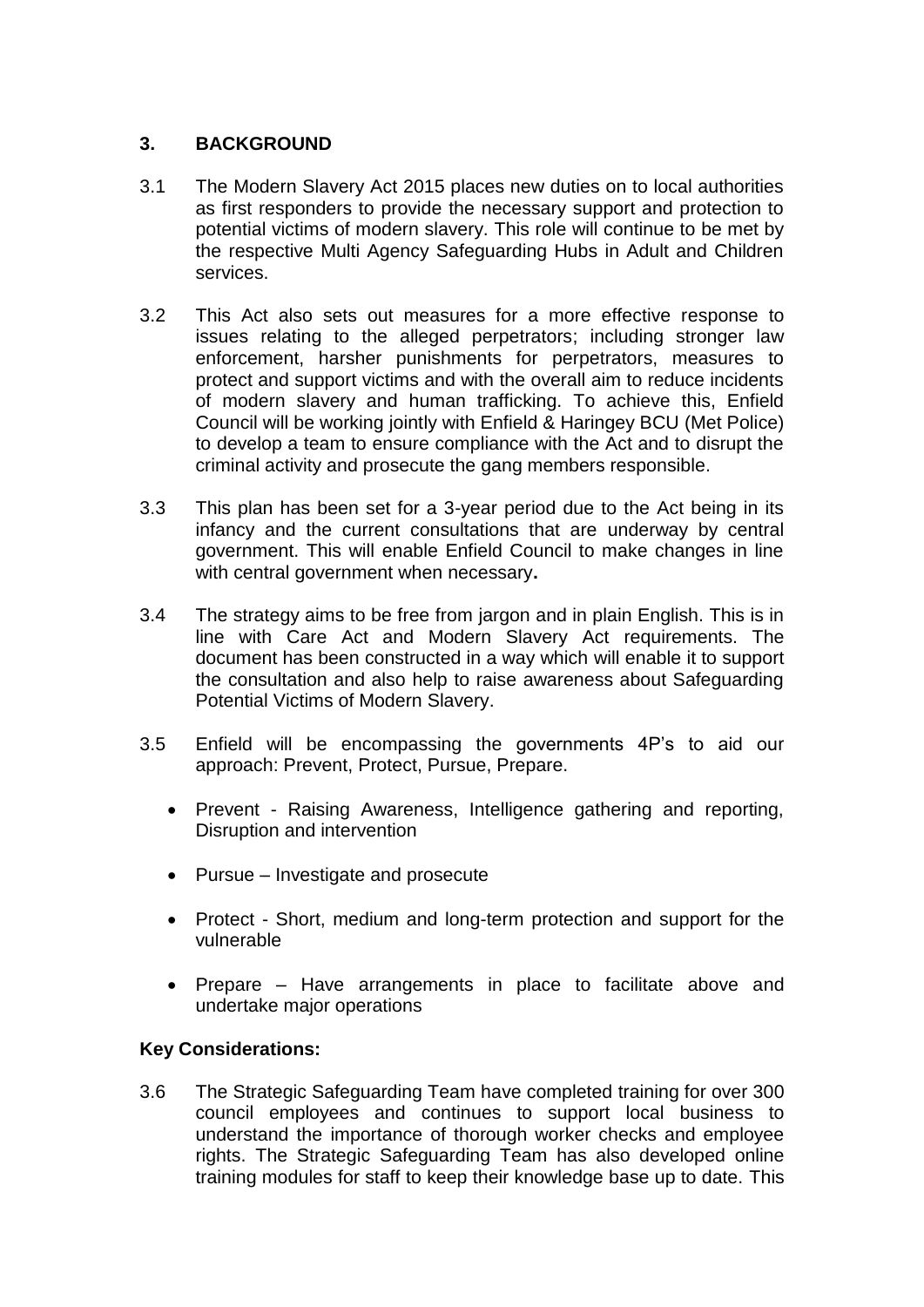## 3. BACKGROUND

3.1 The Modern Slavery Act 2015 places new duties on to local authorities as first responders to provide the necessary support and protection to potential victims of modern slavery. This role will continue to be met by the respective Multi Agency Safeguarding Hubs in Adult and Children services.

3.2 This Act also sets out measures for a more effective response to issues relating to the alleged perpetrators; including stronger law enforcement, harsher punishments for perpetrators, measures to protect and support victims and with the overall aim to reduce incidents of modern slavery and human trafficking. To achieve this, Enfield Council will be working jointly with Enfield & Haringey BCU (Met Police) to develop a team to ensure compliance with the Act and to disrupt the criminal activity and prosecute the gang members responsible.

3.3 This plan has been set for a 3-year period due to the Act being in its infancy and the current consultations that are underway by central government. This will enable Enfield Council to make changes in line with central government when necessary**.**

3.4 The strategy aims to be free from jargon and in plain English. This is in line with Care Act and Modern Slavery Act requirements. The document has been constructed in a way which will enable it to support the consultation and also help to raise awareness about Safeguarding Potential Victims of Modern Slavery.

3.5 Enfield will be encompassing the governments 4P's to aid our approach: Prevent, Protect, Pursue, Prepare.

- Prevent - Raising Awareness, Intelligence gathering and reporting, Disruption and intervention
- Pursue – Investigate and prosecute
- Protect - Short, medium and long-term protection and support for the vulnerable
- Prepare – Have arrangements in place to facilitate above and undertake major operations

**Key Considerations:**

3.6 The Strategic Safeguarding Team have completed training for over 300 council employees and continues to support local business to understand the importance of thorough worker checks and employee rights. The Strategic Safeguarding Team has also developed online training modules for staff to keep their knowledge base up to date. This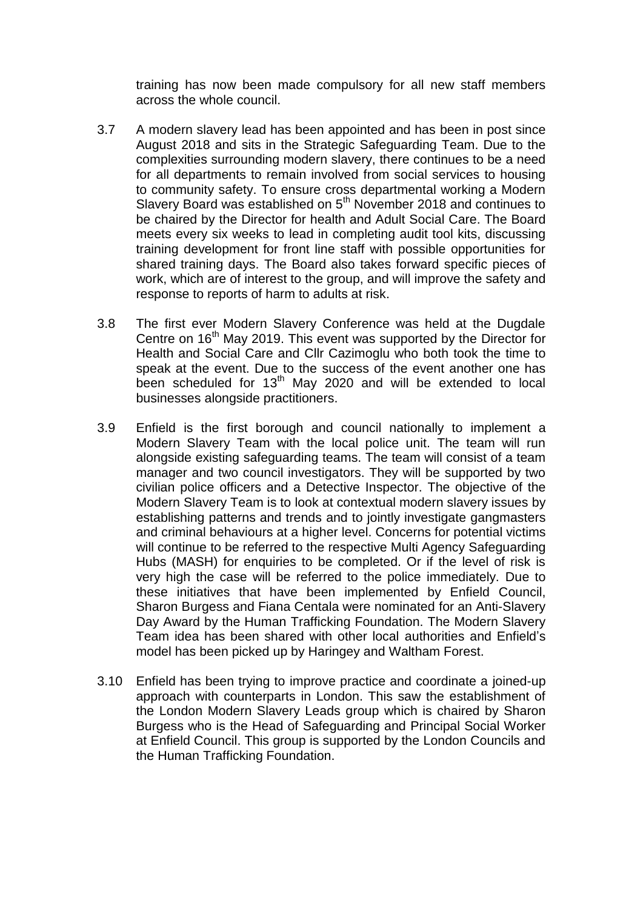training has now been made compulsory for all new staff members across the whole council.

3.7 A modern slavery lead has been appointed and has been in post since August 2018 and sits in the Strategic Safeguarding Team. Due to the complexities surrounding modern slavery, there continues to be a need for all departments to remain involved from social services to housing to community safety. To ensure cross departmental working a Modern Slavery Board was established on 5th November 2018 and continues to be chaired by the Director for health and Adult Social Care. The Board meets every six weeks to lead in completing audit tool kits, discussing training development for front line staff with possible opportunities for shared training days. The Board also takes forward specific pieces of work, which are of interest to the group, and will improve the safety and response to reports of harm to adults at risk.

3.8 The first ever Modern Slavery Conference was held at the Dugdale Centre on 16th May 2019. This event was supported by the Director for Health and Social Care and Cllr Cazimoglu who both took the time to speak at the event. Due to the success of the event another one has been scheduled for 13th May 2020 and will be extended to local businesses alongside practitioners.

3.9 Enfield is the first borough and council nationally to implement a Modern Slavery Team with the local police unit. The team will run alongside existing safeguarding teams. The team will consist of a team manager and two council investigators. They will be supported by two civilian police officers and a Detective Inspector. The objective of the Modern Slavery Team is to look at contextual modern slavery issues by establishing patterns and trends and to jointly investigate gangmasters and criminal behaviours at a higher level. Concerns for potential victims will continue to be referred to the respective Multi Agency Safeguarding Hubs (MASH) for enquiries to be completed. Or if the level of risk is very high the case will be referred to the police immediately. Due to these initiatives that have been implemented by Enfield Council, Sharon Burgess and Fiana Centala were nominated for an Anti-Slavery Day Award by the Human Trafficking Foundation. The Modern Slavery Team idea has been shared with other local authorities and Enfield's model has been picked up by Haringey and Waltham Forest.

3.10 Enfield has been trying to improve practice and coordinate a joined-up approach with counterparts in London. This saw the establishment of the London Modern Slavery Leads group which is chaired by Sharon Burgess who is the Head of Safeguarding and Principal Social Worker at Enfield Council. This group is supported by the London Councils and the Human Trafficking Foundation.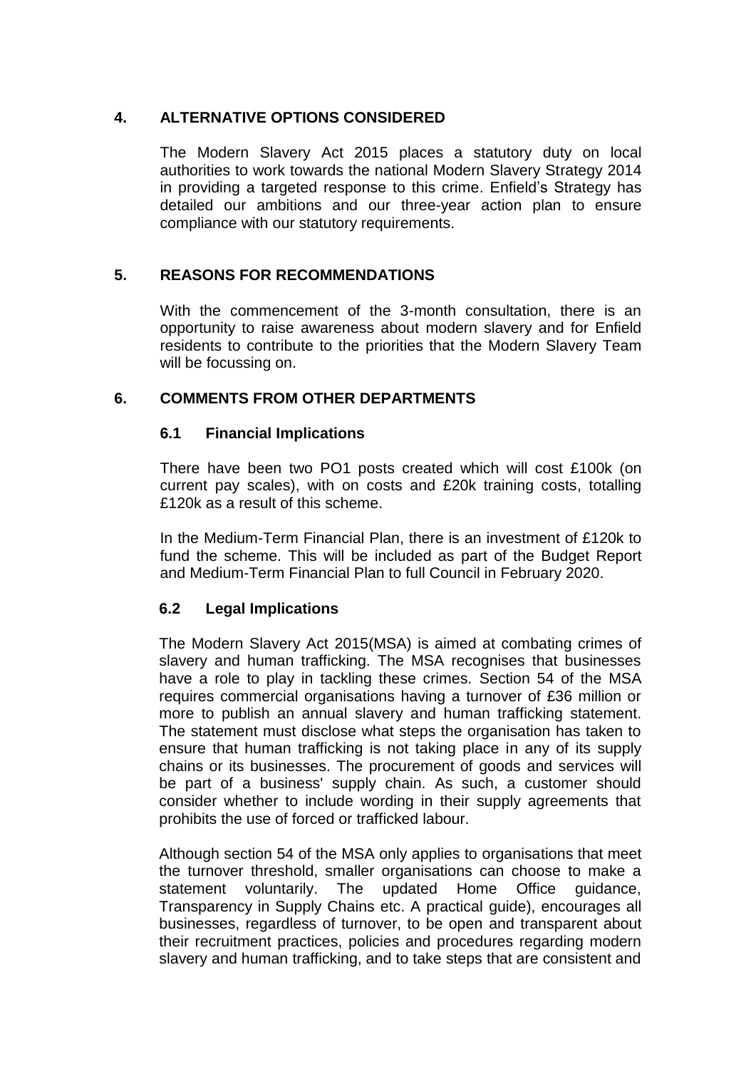## 4. ALTERNATIVE OPTIONS CONSIDERED

The Modern Slavery Act 2015 places a statutory duty on local authorities to work towards the national Modern Slavery Strategy 2014 in providing a targeted response to this crime. Enfield's Strategy has detailed our ambitions and our three-year action plan to ensure compliance with our statutory requirements.

## 5. REASONS FOR RECOMMENDATIONS

With the commencement of the 3-month consultation, there is an opportunity to raise awareness about modern slavery and for Enfield residents to contribute to the priorities that the Modern Slavery Team will be focussing on.

## 6. COMMENTS FROM OTHER DEPARTMENTS

### 6.1 Financial Implications

There have been two PO1 posts created which will cost £100k (on current pay scales), with on costs and £20k training costs, totalling £120k as a result of this scheme.

In the Medium-Term Financial Plan, there is an investment of £120k to fund the scheme. This will be included as part of the Budget Report and Medium-Term Financial Plan to full Council in February 2020.

### 6.2 Legal Implications

The Modern Slavery Act 2015(MSA) is aimed at combating crimes of slavery and human trafficking. The MSA recognises that businesses have a role to play in tackling these crimes. Section 54 of the MSA requires commercial organisations having a turnover of £36 million or more to publish an annual slavery and human trafficking statement. The statement must disclose what steps the organisation has taken to ensure that human trafficking is not taking place in any of its supply chains or its businesses. The procurement of goods and services will be part of a business' supply chain. As such, a customer should consider whether to include wording in their supply agreements that prohibits the use of forced or trafficked labour.

Although section 54 of the MSA only applies to organisations that meet the turnover threshold, smaller organisations can choose to make a statement voluntarily. The updated Home Office guidance, Transparency in Supply Chains etc. A practical guide), encourages all businesses, regardless of turnover, to be open and transparent about their recruitment practices, policies and procedures regarding modern slavery and human trafficking, and to take steps that are consistent and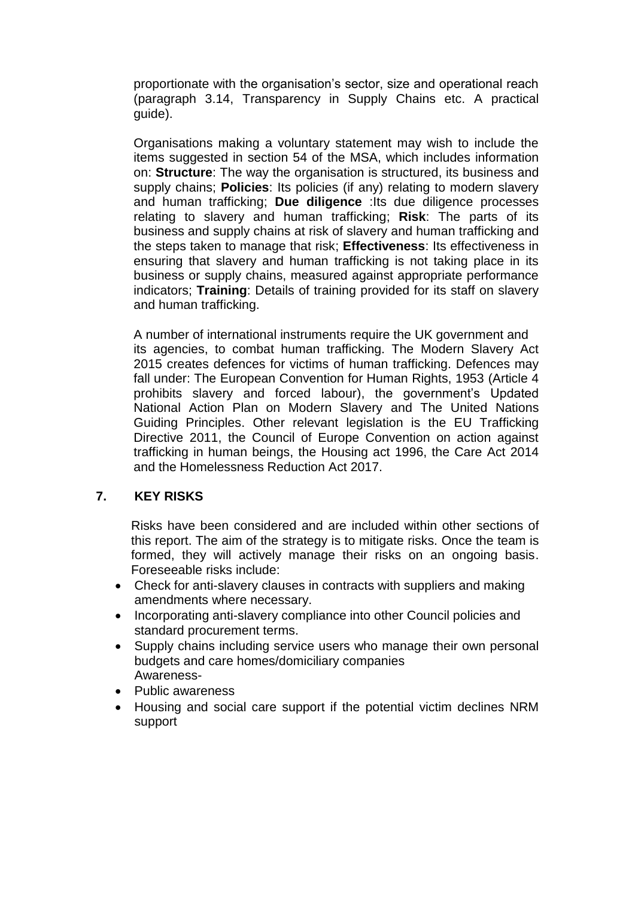proportionate with the organisation's sector, size and operational reach (paragraph 3.14, Transparency in Supply Chains etc. A practical guide).

Organisations making a voluntary statement may wish to include the items suggested in section 54 of the MSA, which includes information on: **Structure**: The way the organisation is structured, its business and supply chains; **Policies**: Its policies (if any) relating to modern slavery and human trafficking; **Due diligence** :Its due diligence processes relating to slavery and human trafficking; **Risk**: The parts of its business and supply chains at risk of slavery and human trafficking and the steps taken to manage that risk; **Effectiveness**: Its effectiveness in ensuring that slavery and human trafficking is not taking place in its business or supply chains, measured against appropriate performance indicators; **Training**: Details of training provided for its staff on slavery and human trafficking.

A number of international instruments require the UK government and its agencies, to combat human trafficking. The Modern Slavery Act 2015 creates defences for victims of human trafficking. Defences may fall under: The European Convention for Human Rights, 1953 (Article 4 prohibits slavery and forced labour), the government's Updated National Action Plan on Modern Slavery and The United Nations Guiding Principles. Other relevant legislation is the EU Trafficking Directive 2011, the Council of Europe Convention on action against trafficking in human beings, the Housing act 1996, the Care Act 2014 and the Homelessness Reduction Act 2017.

## 7. KEY RISKS

Risks have been considered and are included within other sections of this report. The aim of the strategy is to mitigate risks. Once the team is formed, they will actively manage their risks on an ongoing basis. Foreseeable risks include:

- Check for anti-slavery clauses in contracts with suppliers and making amendments where necessary.
- Incorporating anti-slavery compliance into other Council policies and standard procurement terms.
- Supply chains including service users who manage their own personal budgets and care homes/domiciliary companies
  Awareness-
- Public awareness
- Housing and social care support if the potential victim declines NRM support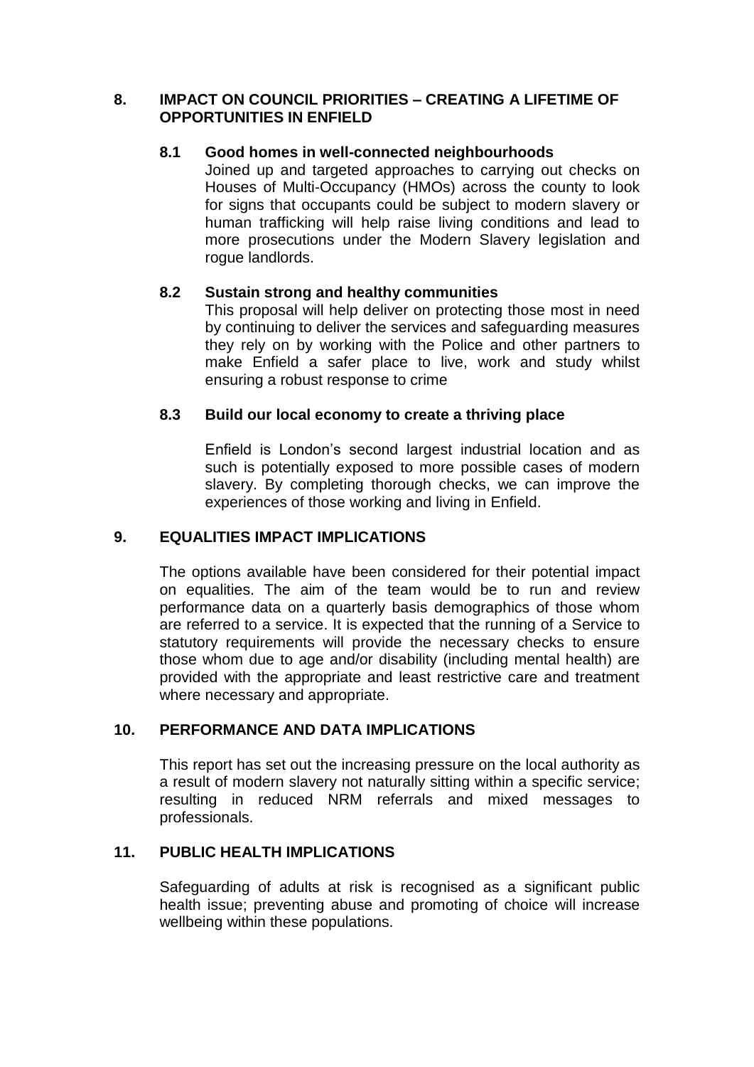## 8. IMPACT ON COUNCIL PRIORITIES – CREATING A LIFETIME OF OPPORTUNITIES IN ENFIELD

### 8.1 Good homes in well-connected neighbourhoods

Joined up and targeted approaches to carrying out checks on Houses of Multi-Occupancy (HMOs) across the county to look for signs that occupants could be subject to modern slavery or human trafficking will help raise living conditions and lead to more prosecutions under the Modern Slavery legislation and rogue landlords.

### 8.2 Sustain strong and healthy communities

This proposal will help deliver on protecting those most in need by continuing to deliver the services and safeguarding measures they rely on by working with the Police and other partners to make Enfield a safer place to live, work and study whilst ensuring a robust response to crime

### 8.3 Build our local economy to create a thriving place

Enfield is London's second largest industrial location and as such is potentially exposed to more possible cases of modern slavery. By completing thorough checks, we can improve the experiences of those working and living in Enfield.

## 9. EQUALITIES IMPACT IMPLICATIONS

The options available have been considered for their potential impact on equalities. The aim of the team would be to run and review performance data on a quarterly basis demographics of those whom are referred to a service. It is expected that the running of a Service to statutory requirements will provide the necessary checks to ensure those whom due to age and/or disability (including mental health) are provided with the appropriate and least restrictive care and treatment where necessary and appropriate.

## 10. PERFORMANCE AND DATA IMPLICATIONS

This report has set out the increasing pressure on the local authority as a result of modern slavery not naturally sitting within a specific service; resulting in reduced NRM referrals and mixed messages to professionals.

## 11. PUBLIC HEALTH IMPLICATIONS

Safeguarding of adults at risk is recognised as a significant public health issue; preventing abuse and promoting of choice will increase wellbeing within these populations.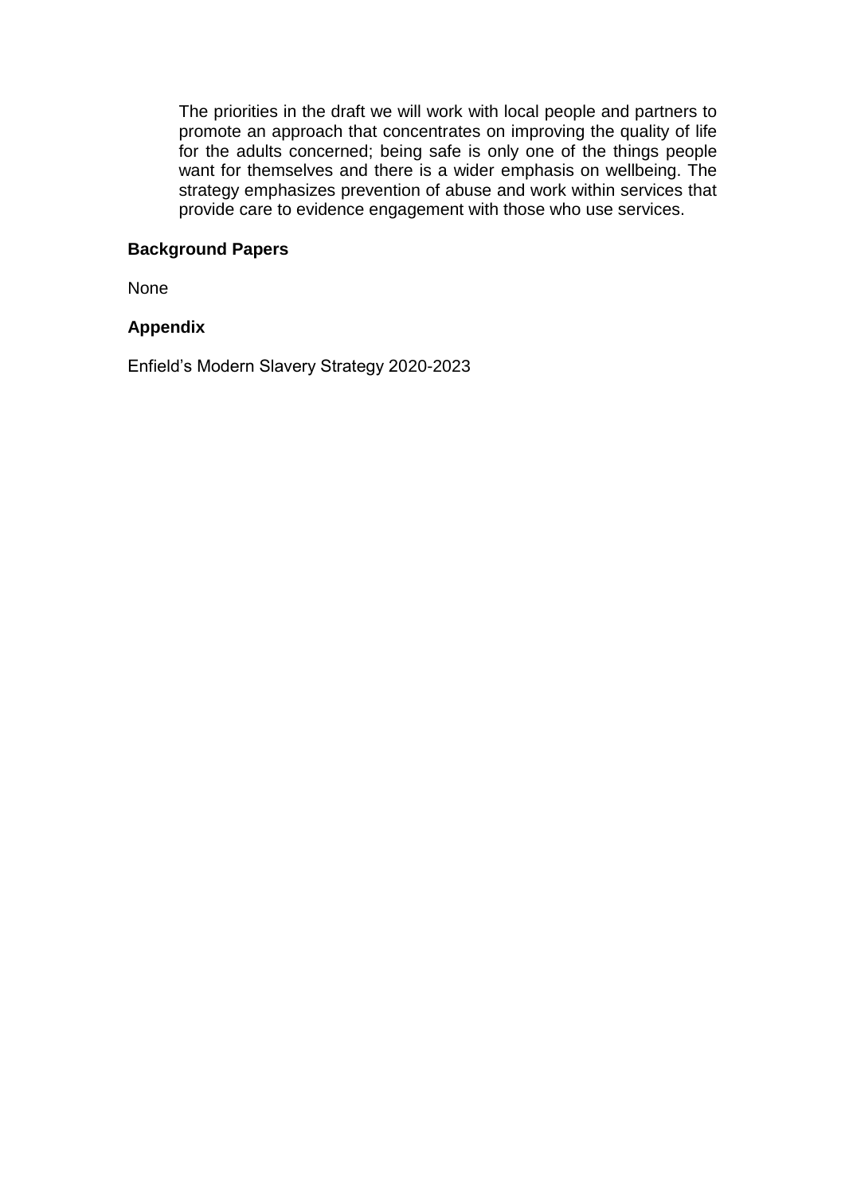The priorities in the draft we will work with local people and partners to promote an approach that concentrates on improving the quality of life for the adults concerned; being safe is only one of the things people want for themselves and there is a wider emphasis on wellbeing. The strategy emphasizes prevention of abuse and work within services that provide care to evidence engagement with those who use services.

**Background Papers**

None

**Appendix**

Enfield's Modern Slavery Strategy 2020-2023